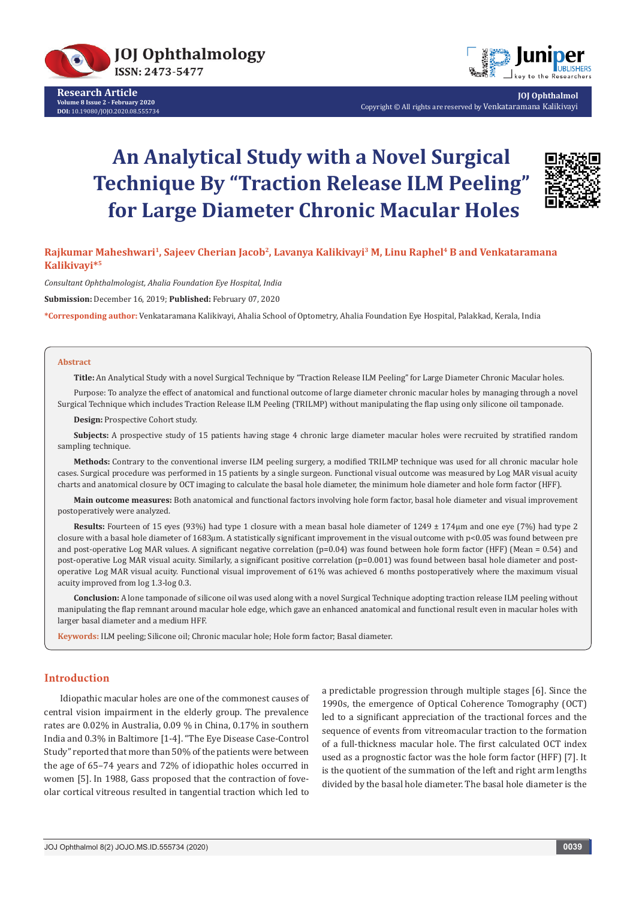Research Article
Volume 8 Issue 2 - February 2020
DOI: 10.19080/JOJO.2020.08.555734

JOJ Ophthalmol
Copyright © All rights are reserved by Venkataramana Kalikivayi

# An Analytical Study with a Novel Surgical Technique By "Traction Release ILM Peeling" for Large Diameter Chronic Macular Holes

**Rajkumar Maheshwari[1], Sajeev Cherian Jacob[2], Lavanya Kalikivayi[3] M, Linu Raphel[4] B and Venkataramana Kalikivayi*[5]**

*Consultant Ophthalmologist, Ahalia Foundation Eye Hospital, India*

**Submission:** December 16, 2019; **Published:** February 07, 2020

***Corresponding author:** Venkataramana Kalikivayi, Ahalia School of Optometry, Ahalia Foundation Eye Hospital, Palakkad, Kerala, India

## Abstract

**Title:** An Analytical Study with a novel Surgical Technique by "Traction Release ILM Peeling" for Large Diameter Chronic Macular holes.

Purpose: To analyze the effect of anatomical and functional outcome of large diameter chronic macular holes by managing through a novel Surgical Technique which includes Traction Release ILM Peeling (TRILMP) without manipulating the flap using only silicone oil tamponade.

**Design:** Prospective Cohort study.

**Subjects:** A prospective study of 15 patients having stage 4 chronic large diameter macular holes were recruited by stratified random sampling technique.

**Methods:** Contrary to the conventional inverse ILM peeling surgery, a modified TRILMP technique was used for all chronic macular hole cases. Surgical procedure was performed in 15 patients by a single surgeon. Functional visual outcome was measured by Log MAR visual acuity charts and anatomical closure by OCT imaging to calculate the basal hole diameter, the minimum hole diameter and hole form factor (HFF).

**Main outcome measures:** Both anatomical and functional factors involving hole form factor, basal hole diameter and visual improvement postoperatively were analyzed.

**Results:** Fourteen of 15 eyes (93%) had type 1 closure with a mean basal hole diameter of 1249 ± 174µm and one eye (7%) had type 2 closure with a basal hole diameter of 1683µm. A statistically significant improvement in the visual outcome with $p<0.05$ was found between pre and post-operative Log MAR values. A significant negative correlation ($p=0.04$) was found between hole form factor (HFF) (Mean = 0.54) and post-operative Log MAR visual acuity. Similarly, a significant positive correlation ($p=0.001$) was found between basal hole diameter and post-operative Log MAR visual acuity. Functional visual improvement of 61% was achieved 6 months postoperatively where the maximum visual acuity improved from log 1.3-log 0.3.

**Conclusion:** A lone tamponade of silicone oil was used along with a novel Surgical Technique adopting traction release ILM peeling without manipulating the flap remnant around macular hole edge, which gave an enhanced anatomical and functional result even in macular holes with larger basal diameter and a medium HFF.

**Keywords:** ILM peeling; Silicone oil; Chronic macular hole; Hole form factor; Basal diameter.

## Introduction

Idiopathic macular holes are one of the commonest causes of central vision impairment in the elderly group. The prevalence rates are 0.02% in Australia, 0.09 % in China, 0.17% in southern India and 0.3% in Baltimore [1-4]. "The Eye Disease Case-Control Study" reported that more than 50% of the patients were between the age of 65–74 years and 72% of idiopathic holes occurred in women [5]. In 1988, Gass proposed that the contraction of foveolar cortical vitreous resulted in tangential traction which led to a predictable progression through multiple stages [6]. Since the 1990s, the emergence of Optical Coherence Tomography (OCT) led to a significant appreciation of the tractional forces and the sequence of events from vitreomacular traction to the formation of a full-thickness macular hole. The first calculated OCT index used as a prognostic factor was the hole form factor (HFF) [7]. It is the quotient of the summation of the left and right arm lengths divided by the basal hole diameter. The basal hole diameter is the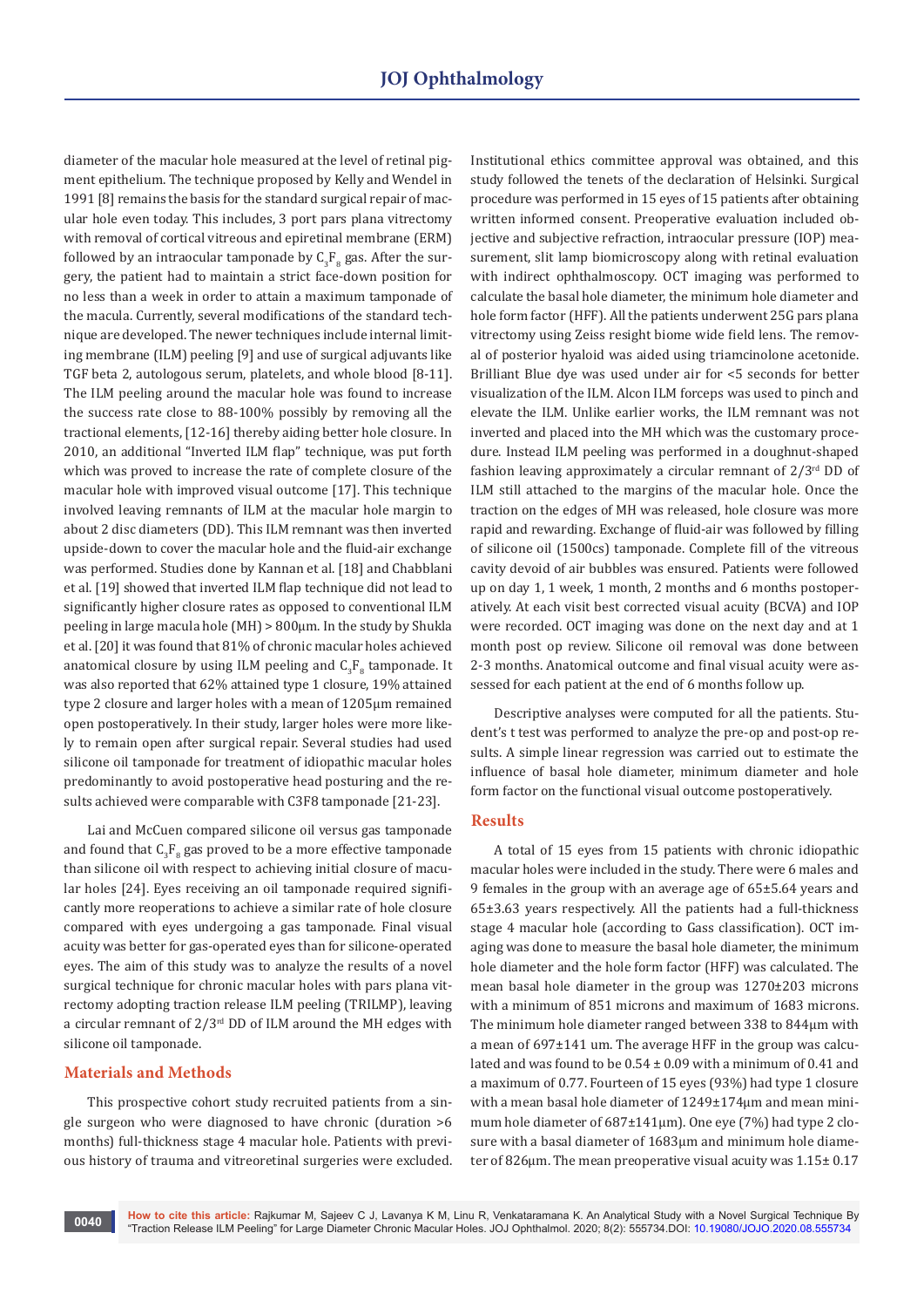diameter of the macular hole measured at the level of retinal pigment epithelium. The technique proposed by Kelly and Wendel in 1991 [8] remains the basis for the standard surgical repair of macular hole even today. This includes, 3 port pars plana vitrectomy with removal of cortical vitreous and epiretinal membrane (ERM) followed by an intraocular tamponade by $C_3F_8$ gas. After the surgery, the patient had to maintain a strict face-down position for no less than a week in order to attain a maximum tamponade of the macula. Currently, several modifications of the standard technique are developed. The newer techniques include internal limiting membrane (ILM) peeling [9] and use of surgical adjuvants like TGF beta 2, autologous serum, platelets, and whole blood [8-11]. The ILM peeling around the macular hole was found to increase the success rate close to 88-100% possibly by removing all the tractional elements, [12-16] thereby aiding better hole closure. In 2010, an additional "Inverted ILM flap" technique, was put forth which was proved to increase the rate of complete closure of the macular hole with improved visual outcome [17]. This technique involved leaving remnants of ILM at the macular hole margin to about 2 disc diameters (DD). This ILM remnant was then inverted upside-down to cover the macular hole and the fluid-air exchange was performed. Studies done by Kannan et al. [18] and Chabblani et al. [19] showed that inverted ILM flap technique did not lead to significantly higher closure rates as opposed to conventional ILM peeling in large macula hole (MH) > 800µm. In the study by Shukla et al. [20] it was found that 81% of chronic macular holes achieved anatomical closure by using ILM peeling and $C_3F_8$ tamponade. It was also reported that 62% attained type 1 closure, 19% attained type 2 closure and larger holes with a mean of 1205µm remained open postoperatively. In their study, larger holes were more likely to remain open after surgical repair. Several studies had used silicone oil tamponade for treatment of idiopathic macular holes predominantly to avoid postoperative head posturing and the results achieved were comparable with C3F8 tamponade [21-23].

Lai and McCuen compared silicone oil versus gas tamponade and found that $C_3F_8$ gas proved to be a more effective tamponade than silicone oil with respect to achieving initial closure of macular holes [24]. Eyes receiving an oil tamponade required significantly more reoperations to achieve a similar rate of hole closure compared with eyes undergoing a gas tamponade. Final visual acuity was better for gas-operated eyes than for silicone-operated eyes. The aim of this study was to analyze the results of a novel surgical technique for chronic macular holes with pars plana vitrectomy adopting traction release ILM peeling (TRILMP), leaving a circular remnant of 2/3rd DD of ILM around the MH edges with silicone oil tamponade.

## Materials and Methods

This prospective cohort study recruited patients from a single surgeon who were diagnosed to have chronic (duration >6 months) full-thickness stage 4 macular hole. Patients with previous history of trauma and vitreoretinal surgeries were excluded. Institutional ethics committee approval was obtained, and this study followed the tenets of the declaration of Helsinki. Surgical procedure was performed in 15 eyes of 15 patients after obtaining written informed consent. Preoperative evaluation included objective and subjective refraction, intraocular pressure (IOP) measurement, slit lamp biomicroscopy along with retinal evaluation with indirect ophthalmoscopy. OCT imaging was performed to calculate the basal hole diameter, the minimum hole diameter and hole form factor (HFF). All the patients underwent 25G pars plana vitrectomy using Zeiss resight biome wide field lens. The removal of posterior hyaloid was aided using triamcinolone acetonide. Brilliant Blue dye was used under air for <5 seconds for better visualization of the ILM. Alcon ILM forceps was used to pinch and elevate the ILM. Unlike earlier works, the ILM remnant was not inverted and placed into the MH which was the customary procedure. Instead ILM peeling was performed in a doughnut-shaped fashion leaving approximately a circular remnant of 2/3rd DD of ILM still attached to the margins of the macular hole. Once the traction on the edges of MH was released, hole closure was more rapid and rewarding. Exchange of fluid-air was followed by filling of silicone oil (1500cs) tamponade. Complete fill of the vitreous cavity devoid of air bubbles was ensured. Patients were followed up on day 1, 1 week, 1 month, 2 months and 6 months postoperatively. At each visit best corrected visual acuity (BCVA) and IOP were recorded. OCT imaging was done on the next day and at 1 month post op review. Silicone oil removal was done between 2-3 months. Anatomical outcome and final visual acuity were assessed for each patient at the end of 6 months follow up.

Descriptive analyses were computed for all the patients. Student's t test was performed to analyze the pre-op and post-op results. A simple linear regression was carried out to estimate the influence of basal hole diameter, minimum diameter and hole form factor on the functional visual outcome postoperatively.

## Results

A total of 15 eyes from 15 patients with chronic idiopathic macular holes were included in the study. There were 6 males and 9 females in the group with an average age of 65±5.64 years and 65±3.63 years respectively. All the patients had a full-thickness stage 4 macular hole (according to Gass classification). OCT imaging was done to measure the basal hole diameter, the minimum hole diameter and the hole form factor (HFF) was calculated. The mean basal hole diameter in the group was 1270±203 microns with a minimum of 851 microns and maximum of 1683 microns. The minimum hole diameter ranged between 338 to 844µm with a mean of 697±141 um. The average HFF in the group was calculated and was found to be 0.54 ± 0.09 with a minimum of 0.41 and a maximum of 0.77. Fourteen of 15 eyes (93%) had type 1 closure with a mean basal hole diameter of 1249±174µm and mean minimum hole diameter of 687±141µm). One eye (7%) had type 2 closure with a basal diameter of 1683µm and minimum hole diameter of 826µm. The mean preoperative visual acuity was 1.15± 0.17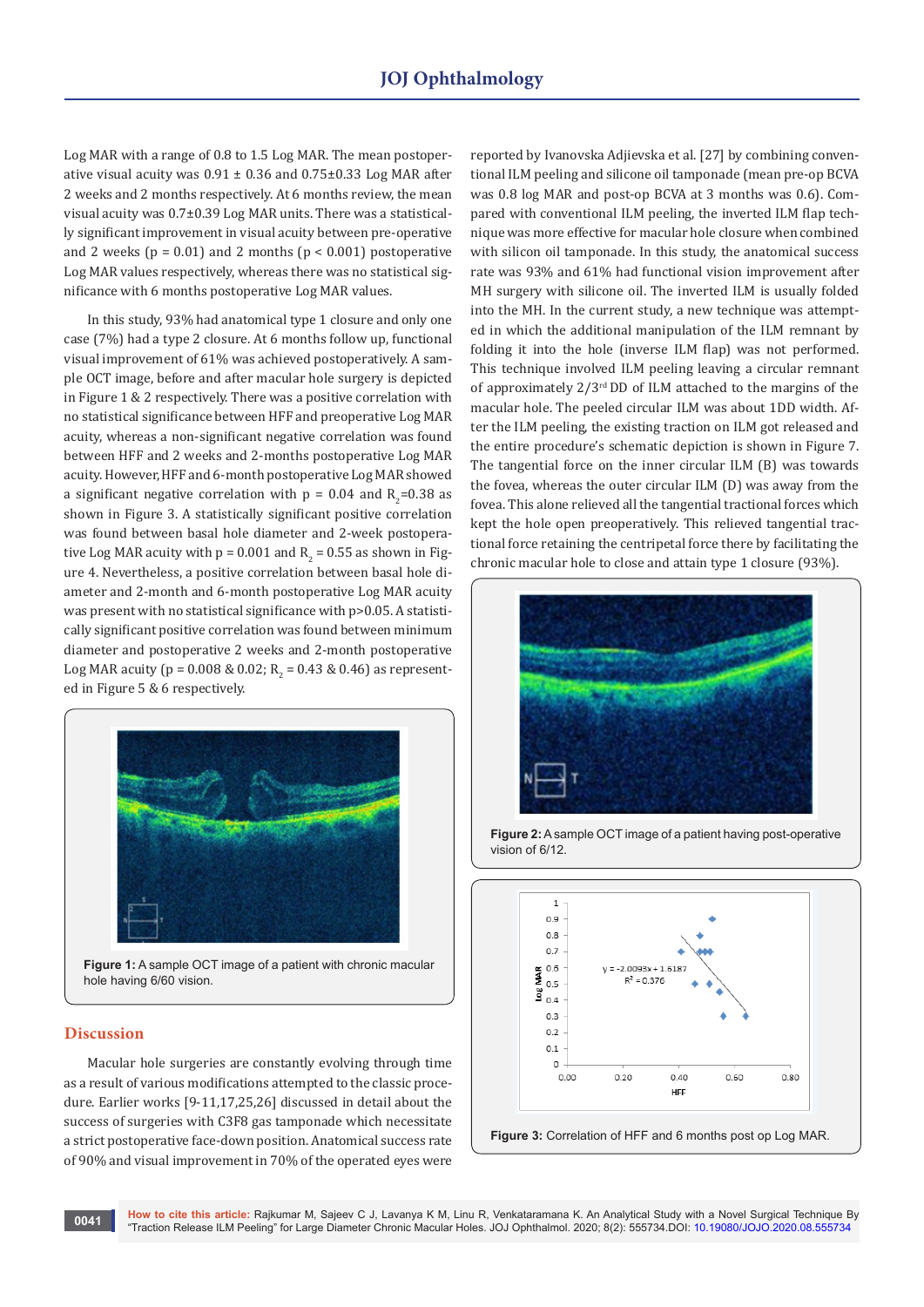Log MAR with a range of 0.8 to 1.5 Log MAR. The mean postoperative visual acuity was 0.91 ± 0.36 and 0.75±0.33 Log MAR after 2 weeks and 2 months respectively. At 6 months review, the mean visual acuity was 0.7±0.39 Log MAR units. There was a statistically significant improvement in visual acuity between pre-operative and 2 weeks ($p = 0.01$) and 2 months ($p < 0.001$) postoperative Log MAR values respectively, whereas there was no statistical significance with 6 months postoperative Log MAR values.

In this study, 93% had anatomical type 1 closure and only one case (7%) had a type 2 closure. At 6 months follow up, functional visual improvement of 61% was achieved postoperatively. A sample OCT image, before and after macular hole surgery is depicted in Figure 1 & 2 respectively. There was a positive correlation with no statistical significance between HFF and preoperative Log MAR acuity, whereas a non-significant negative correlation was found between HFF and 2 weeks and 2-months postoperative Log MAR acuity. However, HFF and 6-month postoperative Log MAR showed a significant negative correlation with $p = 0.04$ and $R_2 = 0.38$ as shown in Figure 3. A statistically significant positive correlation was found between basal hole diameter and 2-week postoperative Log MAR acuity with $p = 0.001$ and $R_2 = 0.55$ as shown in Figure 4. Nevertheless, a positive correlation between basal hole diameter and 2-month and 6-month postoperative Log MAR acuity was present with no statistical significance with $p > 0.05$. A statistically significant positive correlation was found between minimum diameter and postoperative 2 weeks and 2-month postoperative Log MAR acuity ($p = 0.008$ & $0.02$; $R_2 = 0.43$ & $0.46$) as represented in Figure 5 & 6 respectively.

Figure 1: A sample OCT image of a patient with chronic macular hole having 6/60 vision.

## Discussion

Macular hole surgeries are constantly evolving through time as a result of various modifications attempted to the classic procedure. Earlier works [9-11,17,25,26] discussed in detail about the success of surgeries with C3F8 gas tamponade which necessitate a strict postoperative face-down position. Anatomical success rate of 90% and visual improvement in 70% of the operated eyes were reported by Ivanovska Adjievska et al. [27] by combining conventional ILM peeling and silicone oil tamponade (mean pre-op BCVA was 0.8 log MAR and post-op BCVA at 3 months was 0.6). Compared with conventional ILM peeling, the inverted ILM flap technique was more effective for macular hole closure when combined with silicon oil tamponade. In this study, the anatomical success rate was 93% and 61% had functional vision improvement after MH surgery with silicone oil. The inverted ILM is usually folded into the MH. In the current study, a new technique was attempted in which the additional manipulation of the ILM remnant by folding it into the hole (inverse ILM flap) was not performed. This technique involved ILM peeling leaving a circular remnant of approximately 2/3rd DD of ILM attached to the margins of the macular hole. The peeled circular ILM was about 1DD width. After the ILM peeling, the existing traction on ILM got released and the entire procedure's schematic depiction is shown in Figure 7. The tangential force on the inner circular ILM (B) was towards the fovea, whereas the outer circular ILM (D) was away from the fovea. This alone relieved all the tangential tractional forces which kept the hole open preoperatively. This relieved tangential tractional force retaining the centripetal force there by facilitating the chronic macular hole to close and attain type 1 closure (93%).

Figure 2: A sample OCT image of a patient having post-operative vision of 6/12.

y = -2.0093x + 1.6187
$R^2$ = 0.376
Log MAR
HFF
1
0.9
0.8
0.7
0.6
0.5
0.4
0.3
0.2
0.1
0
0.00
0.20
0.40
0.60
0.80

Figure 3: Correlation of HFF and 6 months post op Log MAR.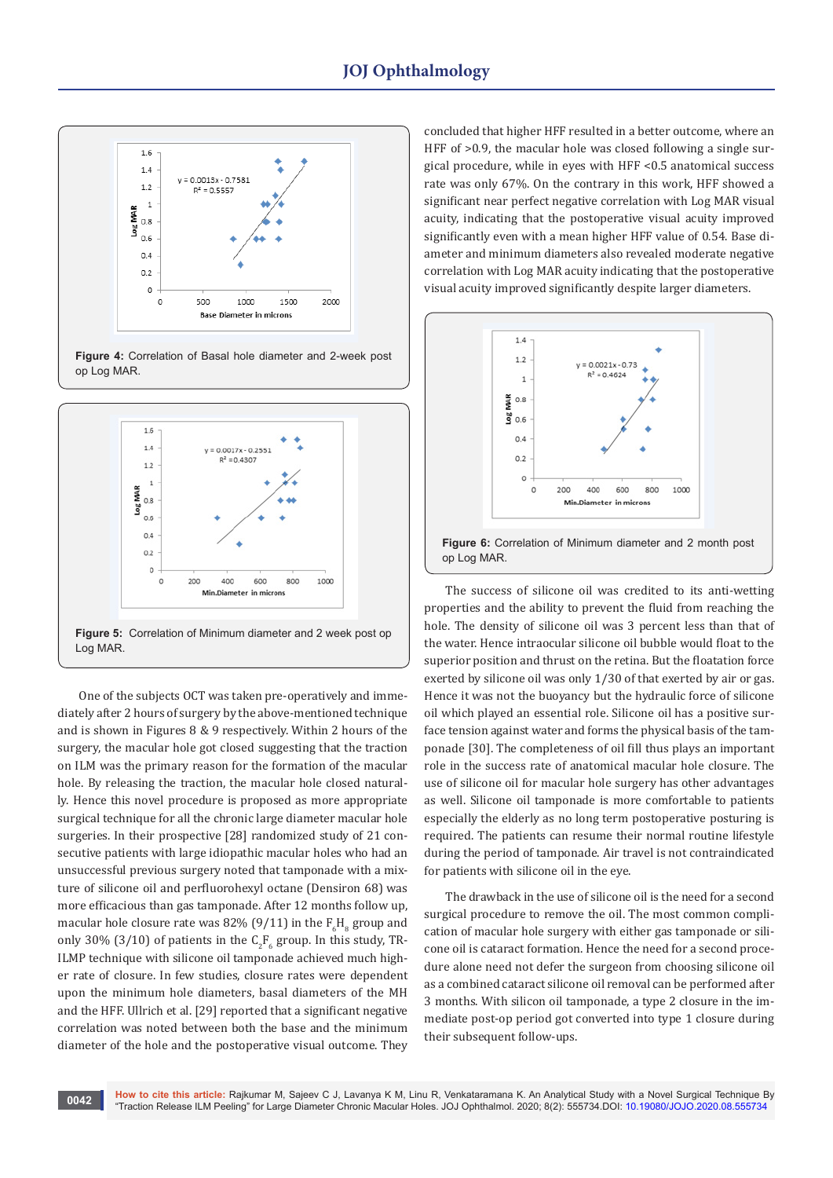y = 0.0015x - 0.7581
R² = 0.5557

Log MAR

1.6
1.4
1.2
1
0.8
0.6
0.4
0.2
0

0 500 1000 1500 2000

Base Diameter in microns

**Figure 4:** Correlation of Basal hole diameter and 2-week post op Log MAR.

y = 0.0017x - 0.2551
R² = 0.4307

Log MAR

1.6
1.4
1.2
1
0.8
0.6
0.4
0.2
0

0 200 400 600 800 1000

Min.Diameter in microns

**Figure 5:** Correlation of Minimum diameter and 2 week post op Log MAR.

One of the subjects OCT was taken pre-operatively and immediately after 2 hours of surgery by the above-mentioned technique and is shown in Figures 8 & 9 respectively. Within 2 hours of the surgery, the macular hole got closed suggesting that the traction on ILM was the primary reason for the formation of the macular hole. By releasing the traction, the macular hole closed naturally. Hence this novel procedure is proposed as more appropriate surgical technique for all the chronic large diameter macular hole surgeries. In their prospective [28] randomized study of 21 consecutive patients with large idiopathic macular holes who had an unsuccessful previous surgery noted that tamponade with a mixture of silicone oil and perfluorohexyl octane (Densiron 68) was more efficacious than gas tamponade. After 12 months follow up, macular hole closure rate was 82% (9/11) in the $F_6H_8$ group and only 30% (3/10) of patients in the $C_2F_6$ group. In this study, TR-ILMP technique with silicone oil tamponade achieved much higher rate of closure. In few studies, closure rates were dependent upon the minimum hole diameters, basal diameters of the MH and the HFF. Ullrich et al. [29] reported that a significant negative correlation was noted between both the base and the minimum diameter of the hole and the postoperative visual outcome. They concluded that higher HFF resulted in a better outcome, where an HFF of >0.9, the macular hole was closed following a single surgical procedure, while in eyes with HFF <0.5 anatomical success rate was only 67%. On the contrary in this work, HFF showed a significant near perfect negative correlation with Log MAR visual acuity, indicating that the postoperative visual acuity improved significantly even with a mean higher HFF value of 0.54. Base diameter and minimum diameters also revealed moderate negative correlation with Log MAR acuity indicating that the postoperative visual acuity improved significantly despite larger diameters.

y = 0.0021x - 0.73
R² = 0.4624

Log MAR

1.4
1.2
1
0.8
0.6
0.4
0.2
0

0 200 400 600 800 1000

Min.Diameter in microns

**Figure 6:** Correlation of Minimum diameter and 2 month post op Log MAR.

The success of silicone oil was credited to its anti-wetting properties and the ability to prevent the fluid from reaching the hole. The density of silicone oil was 3 percent less than that of the water. Hence intraocular silicone oil bubble would float to the superior position and thrust on the retina. But the floatation force exerted by silicone oil was only 1/30 of that exerted by air or gas. Hence it was not the buoyancy but the hydraulic force of silicone oil which played an essential role. Silicone oil has a positive surface tension against water and forms the physical basis of the tamponade [30]. The completeness of oil fill thus plays an important role in the success rate of anatomical macular hole closure. The use of silicone oil for macular hole surgery has other advantages as well. Silicone oil tamponade is more comfortable to patients especially the elderly as no long term postoperative posturing is required. The patients can resume their normal routine lifestyle during the period of tamponade. Air travel is not contraindicated for patients with silicone oil in the eye.

The drawback in the use of silicone oil is the need for a second surgical procedure to remove the oil. The most common complication of macular hole surgery with either gas tamponade or silicone oil is cataract formation. Hence the need for a second procedure alone need not defer the surgeon from choosing silicone oil as a combined cataract silicone oil removal can be performed after 3 months. With silicon oil tamponade, a type 2 closure in the immediate post-op period got converted into type 1 closure during their subsequent follow-ups.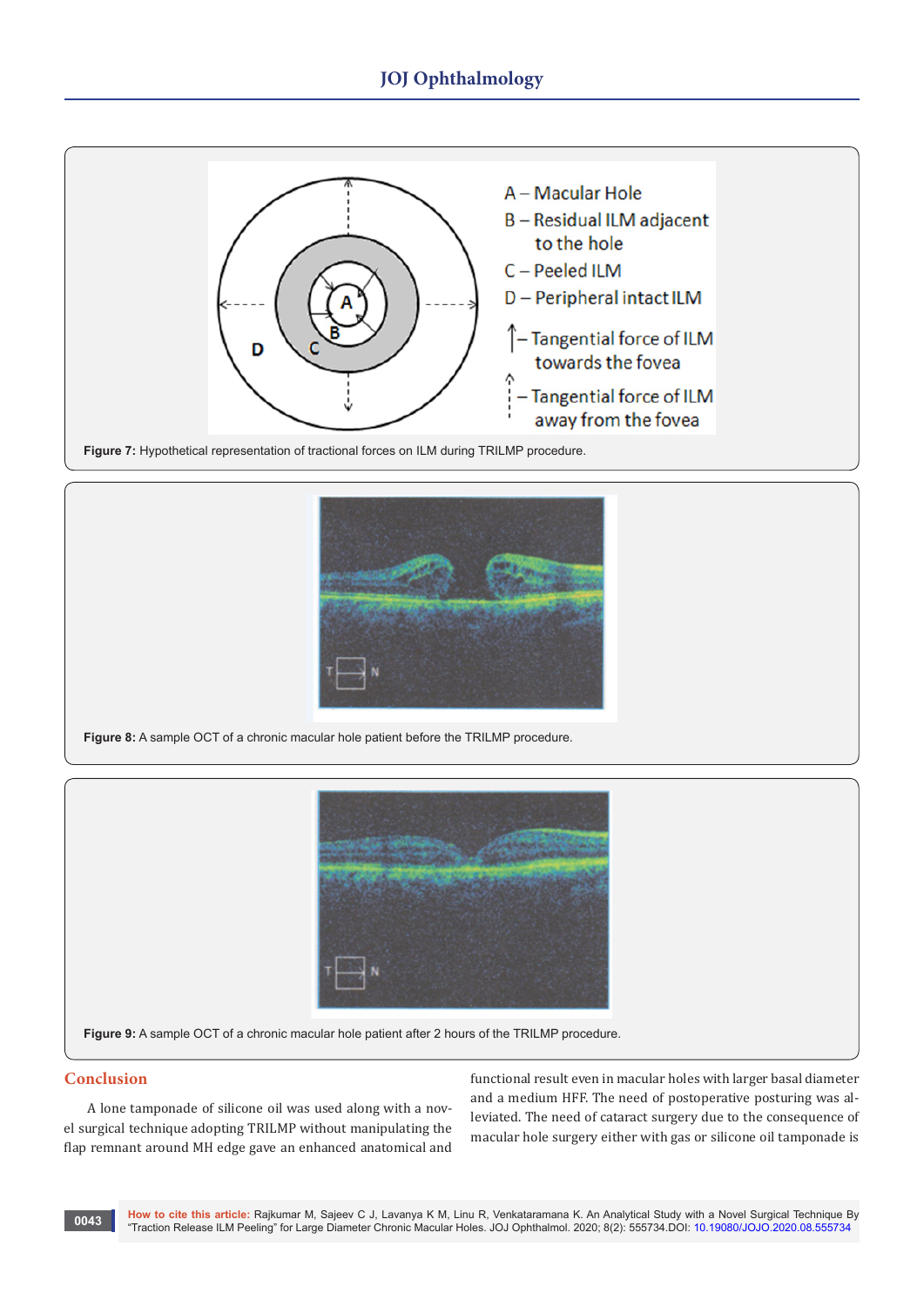A – Macular Hole

B – Residual ILM adjacent to the hole

C – Peeled ILM

D – Peripheral intact ILM

↑ – Tangential force of ILM towards the fovea

⇡ – Tangential force of ILM away from the fovea

**Figure 7:** Hypothetical representation of tractional forces on ILM during TRILMP procedure.

**Figure 8:** A sample OCT of a chronic macular hole patient before the TRILMP procedure.

**Figure 9:** A sample OCT of a chronic macular hole patient after 2 hours of the TRILMP procedure.

## Conclusion

A lone tamponade of silicone oil was used along with a novel surgical technique adopting TRILMP without manipulating the flap remnant around MH edge gave an enhanced anatomical and functional result even in macular holes with larger basal diameter and a medium HFF. The need of postoperative posturing was alleviated. The need of cataract surgery due to the consequence of macular hole surgery either with gas or silicone oil tamponade is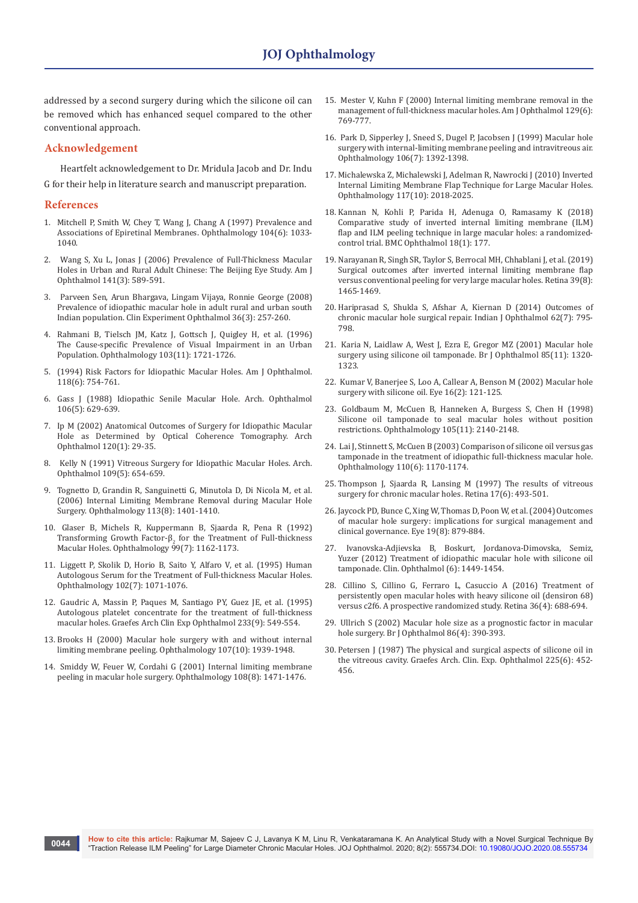addressed by a second surgery during which the silicone oil can be removed which has enhanced sequel compared to the other conventional approach.

## Acknowledgement

Heartfelt acknowledgement to Dr. Mridula Jacob and Dr. Indu G for their help in literature search and manuscript preparation.

## References

1. Mitchell P, Smith W, Chey T, Wang J, Chang A (1997) Prevalence and Associations of Epiretinal Membranes. Ophthalmology 104(6): 1033-1040.
2. Wang S, Xu L, Jonas J (2006) Prevalence of Full-Thickness Macular Holes in Urban and Rural Adult Chinese: The Beijing Eye Study. Am J Ophthalmol 141(3): 589-591.
3. Parveen Sen, Arun Bhargava, Lingam Vijaya, Ronnie George (2008) Prevalence of idiopathic macular hole in adult rural and urban south Indian population. Clin Experiment Ophthalmol 36(3): 257-260.
4. Rahmani B, Tielsch JM, Katz J, Gottsch J, Quigley H, et al. (1996) The Cause-specific Prevalence of Visual Impairment in an Urban Population. Ophthalmology 103(11): 1721-1726.
5. (1994) Risk Factors for Idiopathic Macular Holes. Am J Ophthalmol. 118(6): 754-761.
6. Gass J (1988) Idiopathic Senile Macular Hole. Arch. Ophthalmol 106(5): 629-639.
7. Ip M (2002) Anatomical Outcomes of Surgery for Idiopathic Macular Hole as Determined by Optical Coherence Tomography. Arch Ophthalmol 120(1): 29-35.
8. Kelly N (1991) Vitreous Surgery for Idiopathic Macular Holes. Arch. Ophthalmol 109(5): 654-659.
9. Tognetto D, Grandin R, Sanguinetti G, Minutola D, Di Nicola M, et al. (2006) Internal Limiting Membrane Removal during Macular Hole Surgery. Ophthalmology 113(8): 1401-1410.
10. Glaser B, Michels R, Kuppermann B, Sjaarda R, Pena R (1992) Transforming Growth Factor-$\beta_2$ for the Treatment of Full-thickness Macular Holes. Ophthalmology 99(7): 1162-1173.
11. Liggett P, Skolik D, Horio B, Saito Y, Alfaro V, et al. (1995) Human Autologous Serum for the Treatment of Full-thickness Macular Holes. Ophthalmology 102(7): 1071-1076.
12. Gaudric A, Massin P, Paques M, Santiago PY, Guez JE, et al. (1995) Autologous platelet concentrate for the treatment of full-thickness macular holes. Graefes Arch Clin Exp Ophthalmol 233(9): 549-554.
13. Brooks H (2000) Macular hole surgery with and without internal limiting membrane peeling. Ophthalmology 107(10): 1939-1948.
14. Smiddy W, Feuer W, Cordahi G (2001) Internal limiting membrane peeling in macular hole surgery. Ophthalmology 108(8): 1471-1476.
15. Mester V, Kuhn F (2000) Internal limiting membrane removal in the management of full-thickness macular holes. Am J Ophthalmol 129(6): 769-777.
16. Park D, Sipperley J, Sneed S, Dugel P, Jacobsen J (1999) Macular hole surgery with internal-limiting membrane peeling and intravitreous air. Ophthalmology 106(7): 1392-1398.
17. Michalewska Z, Michalewski J, Adelman R, Nawrocki J (2010) Inverted Internal Limiting Membrane Flap Technique for Large Macular Holes. Ophthalmology 117(10): 2018-2025.
18. Kannan N, Kohli P, Parida H, Adenuga O, Ramasamy K (2018) Comparative study of inverted internal limiting membrane (ILM) flap and ILM peeling technique in large macular holes: a randomized-control trial. BMC Ophthalmol 18(1): 177.
19. Narayanan R, Singh SR, Taylor S, Berrocal MH, Chhablani J, et al. (2019) Surgical outcomes after inverted internal limiting membrane flap versus conventional peeling for very large macular holes. Retina 39(8): 1465-1469.
20. Hariprasad S, Shukla S, Afshar A, Kiernan D (2014) Outcomes of chronic macular hole surgical repair. Indian J Ophthalmol 62(7): 795-798.
21. Karia N, Laidlaw A, West J, Ezra E, Gregor MZ (2001) Macular hole surgery using silicone oil tamponade. Br J Ophthalmol 85(11): 1320-1323.
22. Kumar V, Banerjee S, Loo A, Callear A, Benson M (2002) Macular hole surgery with silicone oil. Eye 16(2): 121-125.
23. Goldbaum M, McCuen B, Hanneken A, Burgess S, Chen H (1998) Silicone oil tamponade to seal macular holes without position restrictions. Ophthalmology 105(11): 2140-2148.
24. Lai J, Stinnett S, McCuen B (2003) Comparison of silicone oil versus gas tamponade in the treatment of idiopathic full-thickness macular hole. Ophthalmology 110(6): 1170-1174.
25. Thompson J, Sjaarda R, Lansing M (1997) The results of vitreous surgery for chronic macular holes. Retina 17(6): 493-501.
26. Jaycock PD, Bunce C, Xing W, Thomas D, Poon W, et al. (2004) Outcomes of macular hole surgery: implications for surgical management and clinical governance. Eye 19(8): 879-884.
27. Ivanovska-Adjievska B, Boskurt, Jordanova-Dimovska, Semiz, Yuzer (2012) Treatment of idiopathic macular hole with silicone oil tamponade. Clin. Ophthalmol (6): 1449-1454.
28. Cillino S, Cillino G, Ferraro L, Casuccio A (2016) Treatment of persistently open macular holes with heavy silicone oil (densiron 68) versus c2f6. A prospective randomized study. Retina 36(4): 688-694.
29. Ullrich S (2002) Macular hole size as a prognostic factor in macular hole surgery. Br J Ophthalmol 86(4): 390-393.
30. Petersen J (1987) The physical and surgical aspects of silicone oil in the vitreous cavity. Graefes Arch. Clin. Exp. Ophthalmol 225(6): 452-456.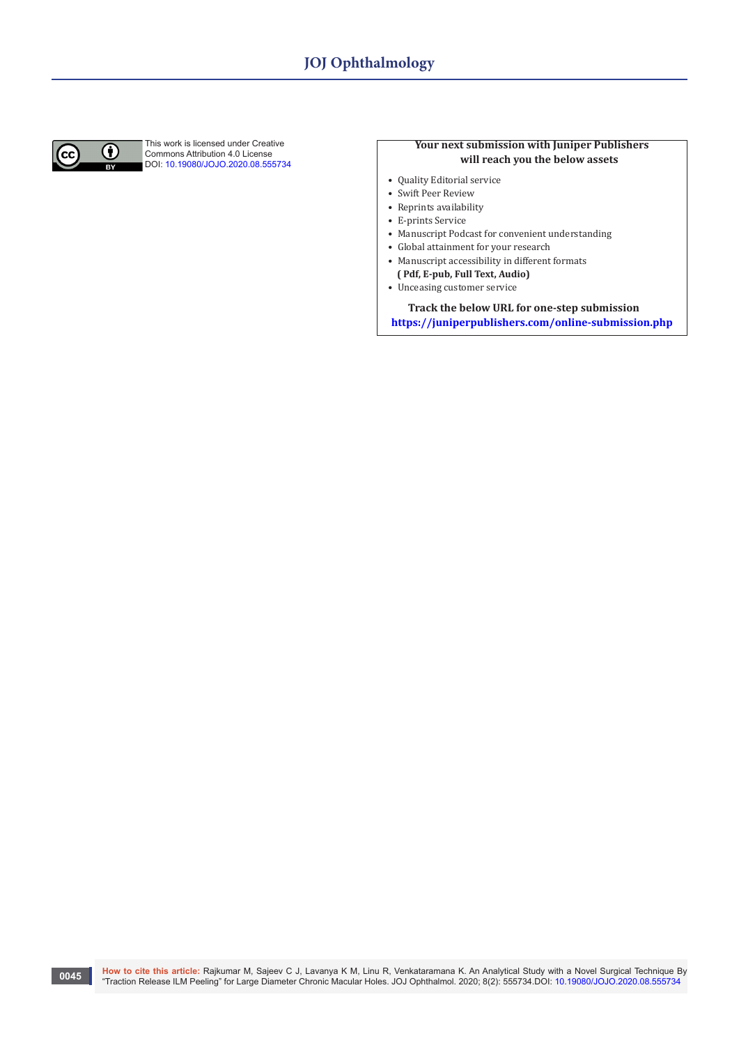This work is licensed under Creative Commons Attribution 4.0 License
DOI: 10.19080/JOJO.2020.08.555734

**Your next submission with Juniper Publishers will reach you the below assets**

- Quality Editorial service
- Swift Peer Review
- Reprints availability
- E-prints Service
- Manuscript Podcast for convenient understanding
- Global attainment for your research
- Manuscript accessibility in different formats
  **( Pdf, E-pub, Full Text, Audio)**
- Unceasing customer service

**Track the below URL for one-step submission**
**https://juniperpublishers.com/online-submission.php**

**How to cite this article:** Rajkumar M, Sajeev C J, Lavanya K M, Linu R, Venkataramana K. An Analytical Study with a Novel Surgical Technique By "Traction Release ILM Peeling" for Large Diameter Chronic Macular Holes. JOJ Ophthalmol. 2020; 8(2): 555734.DOI: 10.19080/JOJO.2020.08.555734